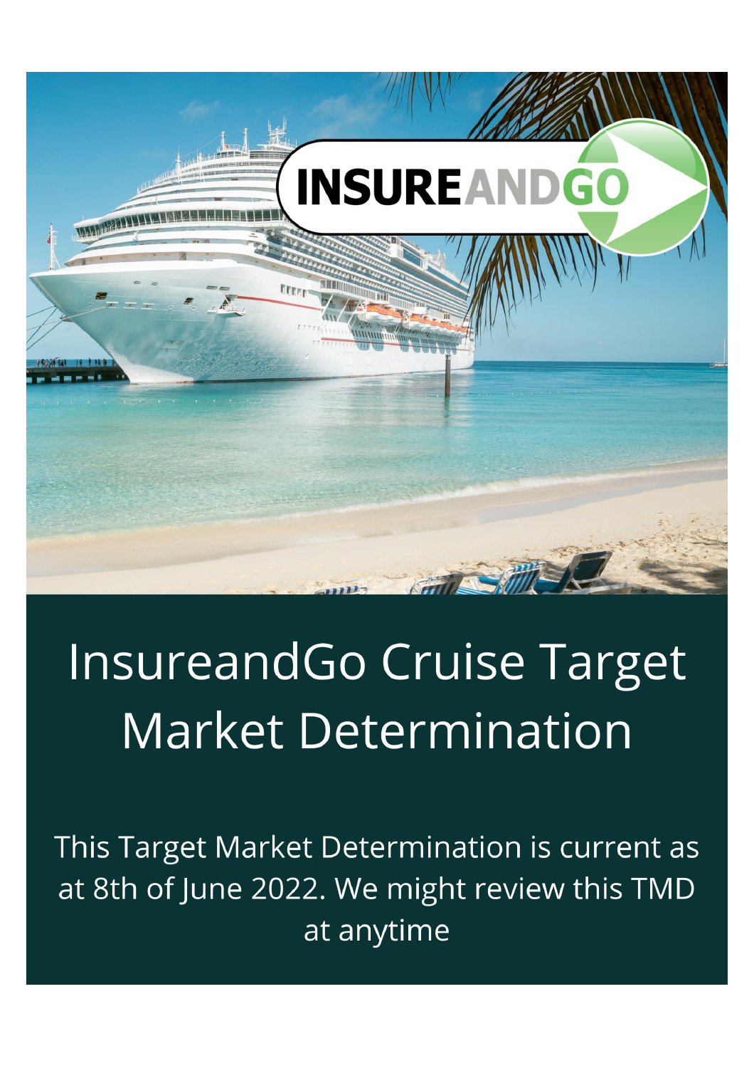# InsureandGo Cruise Target Market Determination

This Target Market Determination is current as at 8th of June 2022. We might review this TMD at anytime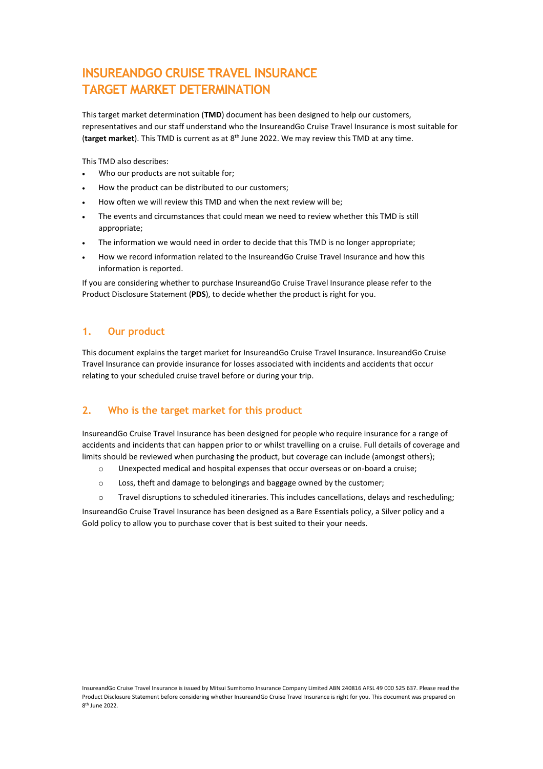# INSUREANDGO CRUISE TRAVEL INSURANCE TARGET MARKET DETERMINATION

This target market determination (**TMD**) document has been designed to help our customers, representatives and our staff understand who the InsureandGo Cruise Travel Insurance is most suitable for (**target market**). This TMD is current as at 8th June 2022. We may review this TMD at any time.

This TMD also describes:

- Who our products are not suitable for;
- How the product can be distributed to our customers;
- How often we will review this TMD and when the next review will be;
- The events and circumstances that could mean we need to review whether this TMD is still appropriate;
- The information we would need in order to decide that this TMD is no longer appropriate;
- How we record information related to the InsureandGo Cruise Travel Insurance and how this information is reported.

If you are considering whether to purchase InsureandGo Cruise Travel Insurance please refer to the Product Disclosure Statement (**PDS**), to decide whether the product is right for you.

## 1. Our product

This document explains the target market for InsureandGo Cruise Travel Insurance. InsureandGo Cruise Travel Insurance can provide insurance for losses associated with incidents and accidents that occur relating to your scheduled cruise travel before or during your trip.

## 2. Who is the target market for this product

InsureandGo Cruise Travel Insurance has been designed for people who require insurance for a range of accidents and incidents that can happen prior to or whilst travelling on a cruise. Full details of coverage and limits should be reviewed when purchasing the product, but coverage can include (amongst others);

- Unexpected medical and hospital expenses that occur overseas or on-board a cruise;
- Loss, theft and damage to belongings and baggage owned by the customer;
- Travel disruptions to scheduled itineraries. This includes cancellations, delays and rescheduling;

InsureandGo Cruise Travel Insurance has been designed as a Bare Essentials policy, a Silver policy and a Gold policy to allow you to purchase cover that is best suited to their your needs.

InsureandGo Cruise Travel Insurance is issued by Mitsui Sumitomo Insurance Company Limited ABN 240816 AFSL 49 000 525 637. Please read the Product Disclosure Statement before considering whether InsureandGo Cruise Travel Insurance is right for you. This document was prepared on 8th June 2022.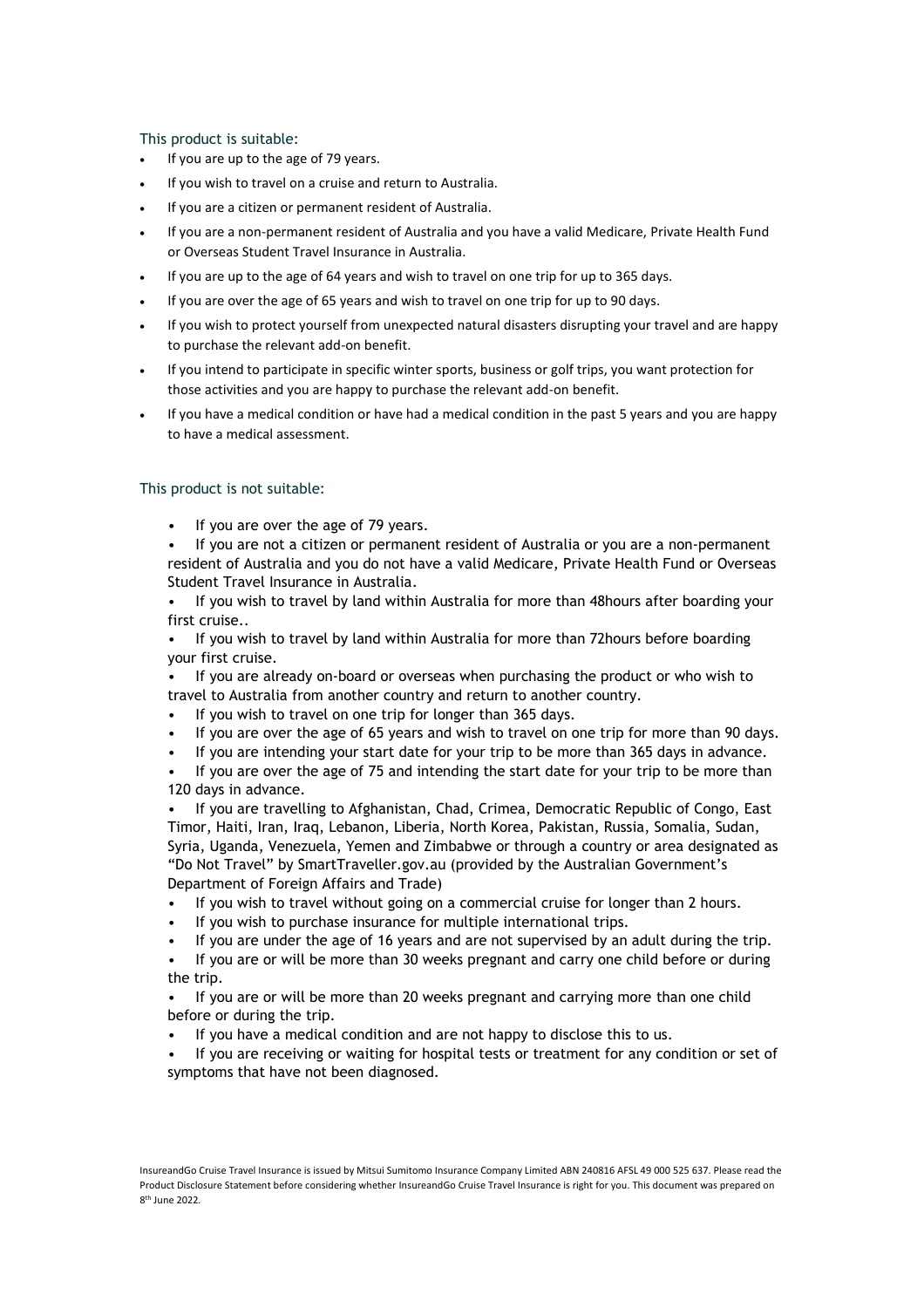## This product is suitable:

- If you are up to the age of 79 years.
- If you wish to travel on a cruise and return to Australia.
- If you are a citizen or permanent resident of Australia.
- If you are a non-permanent resident of Australia and you have a valid Medicare, Private Health Fund or Overseas Student Travel Insurance in Australia.
- If you are up to the age of 64 years and wish to travel on one trip for up to 365 days.
- If you are over the age of 65 years and wish to travel on one trip for up to 90 days.
- If you wish to protect yourself from unexpected natural disasters disrupting your travel and are happy to purchase the relevant add-on benefit.
- If you intend to participate in specific winter sports, business or golf trips, you want protection for those activities and you are happy to purchase the relevant add-on benefit.
- If you have a medical condition or have had a medical condition in the past 5 years and you are happy to have a medical assessment.

## This product is not suitable:

- If you are over the age of 79 years.
- If you are not a citizen or permanent resident of Australia or you are a non-permanent resident of Australia and you do not have a valid Medicare, Private Health Fund or Overseas Student Travel Insurance in Australia.
- If you wish to travel by land within Australia for more than 48hours after boarding your first cruise..
- If you wish to travel by land within Australia for more than 72hours before boarding your first cruise.
- If you are already on-board or overseas when purchasing the product or who wish to travel to Australia from another country and return to another country.
- If you wish to travel on one trip for longer than 365 days.
- If you are over the age of 65 years and wish to travel on one trip for more than 90 days.
- If you are intending your start date for your trip to be more than 365 days in advance.
- If you are over the age of 75 and intending the start date for your trip to be more than 120 days in advance.
- If you are travelling to Afghanistan, Chad, Crimea, Democratic Republic of Congo, East Timor, Haiti, Iran, Iraq, Lebanon, Liberia, North Korea, Pakistan, Russia, Somalia, Sudan, Syria, Uganda, Venezuela, Yemen and Zimbabwe or through a country or area designated as "Do Not Travel" by SmartTraveller.gov.au (provided by the Australian Government's Department of Foreign Affairs and Trade)
- If you wish to travel without going on a commercial cruise for longer than 2 hours.
- If you wish to purchase insurance for multiple international trips.
- If you are under the age of 16 years and are not supervised by an adult during the trip.
- If you are or will be more than 30 weeks pregnant and carry one child before or during the trip.
- If you are or will be more than 20 weeks pregnant and carrying more than one child before or during the trip.
- If you have a medical condition and are not happy to disclose this to us.
- If you are receiving or waiting for hospital tests or treatment for any condition or set of symptoms that have not been diagnosed.

InsureandGo Cruise Travel Insurance is issued by Mitsui Sumitomo Insurance Company Limited ABN 240816 AFSL 49 000 525 637. Please read the Product Disclosure Statement before considering whether InsureandGo Cruise Travel Insurance is right for you. This document was prepared on 8th June 2022.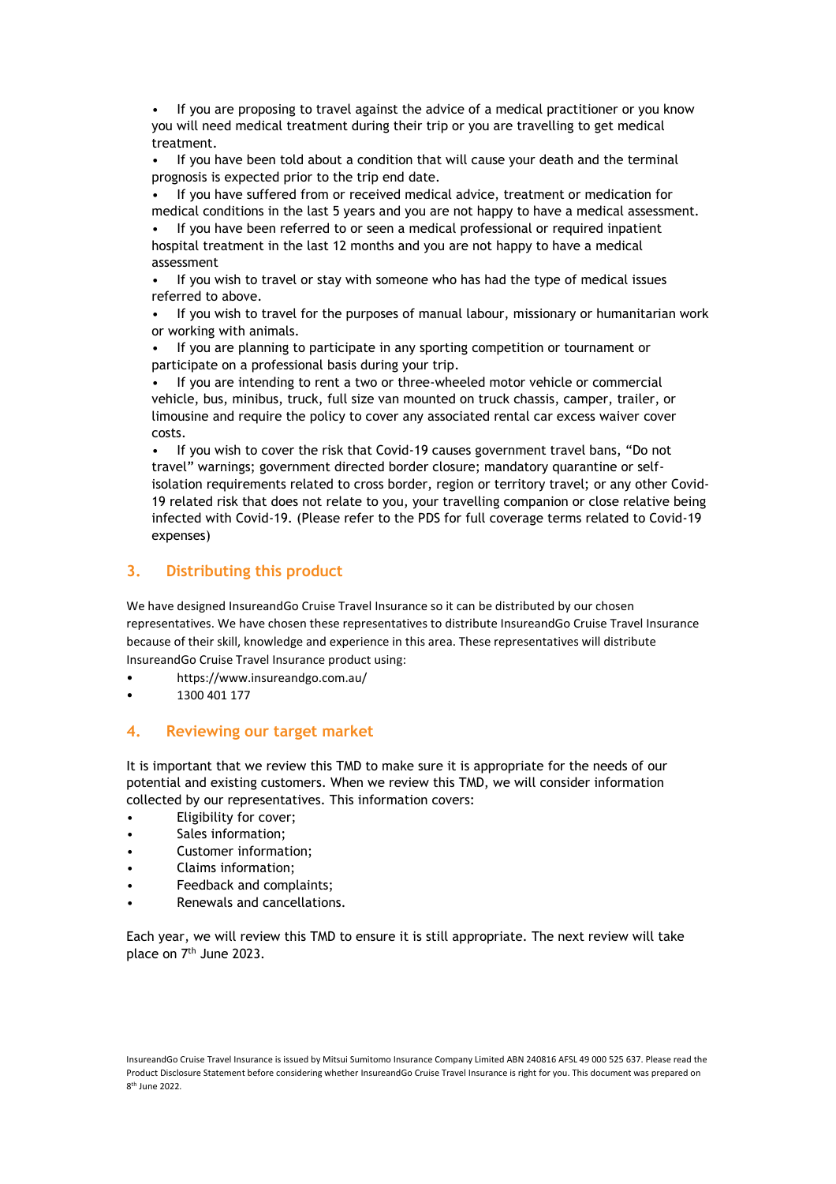- If you are proposing to travel against the advice of a medical practitioner or you know you will need medical treatment during their trip or you are travelling to get medical treatment.
- If you have been told about a condition that will cause your death and the terminal prognosis is expected prior to the trip end date.
- If you have suffered from or received medical advice, treatment or medication for medical conditions in the last 5 years and you are not happy to have a medical assessment.
- If you have been referred to or seen a medical professional or required inpatient hospital treatment in the last 12 months and you are not happy to have a medical assessment
- If you wish to travel or stay with someone who has had the type of medical issues referred to above.
- If you wish to travel for the purposes of manual labour, missionary or humanitarian work or working with animals.
- If you are planning to participate in any sporting competition or tournament or participate on a professional basis during your trip.
- If you are intending to rent a two or three-wheeled motor vehicle or commercial vehicle, bus, minibus, truck, full size van mounted on truck chassis, camper, trailer, or limousine and require the policy to cover any associated rental car excess waiver cover costs.
- If you wish to cover the risk that Covid-19 causes government travel bans, "Do not travel" warnings; government directed border closure; mandatory quarantine or self-isolation requirements related to cross border, region or territory travel; or any other Covid-19 related risk that does not relate to you, your travelling companion or close relative being infected with Covid-19. (Please refer to the PDS for full coverage terms related to Covid-19 expenses)

## 3. Distributing this product

We have designed InsureandGo Cruise Travel Insurance so it can be distributed by our chosen representatives. We have chosen these representatives to distribute InsureandGo Cruise Travel Insurance because of their skill, knowledge and experience in this area. These representatives will distribute InsureandGo Cruise Travel Insurance product using:

- https://www.insureandgo.com.au/
- 1300 401 177

## 4. Reviewing our target market

It is important that we review this TMD to make sure it is appropriate for the needs of our potential and existing customers. When we review this TMD, we will consider information collected by our representatives. This information covers:

- Eligibility for cover;
- Sales information;
- Customer information;
- Claims information;
- Feedback and complaints;
- Renewals and cancellations.

Each year, we will review this TMD to ensure it is still appropriate. The next review will take place on 7th June 2023.

InsureandGo Cruise Travel Insurance is issued by Mitsui Sumitomo Insurance Company Limited ABN 240816 AFSL 49 000 525 637. Please read the Product Disclosure Statement before considering whether InsureandGo Cruise Travel Insurance is right for you. This document was prepared on 8th June 2022.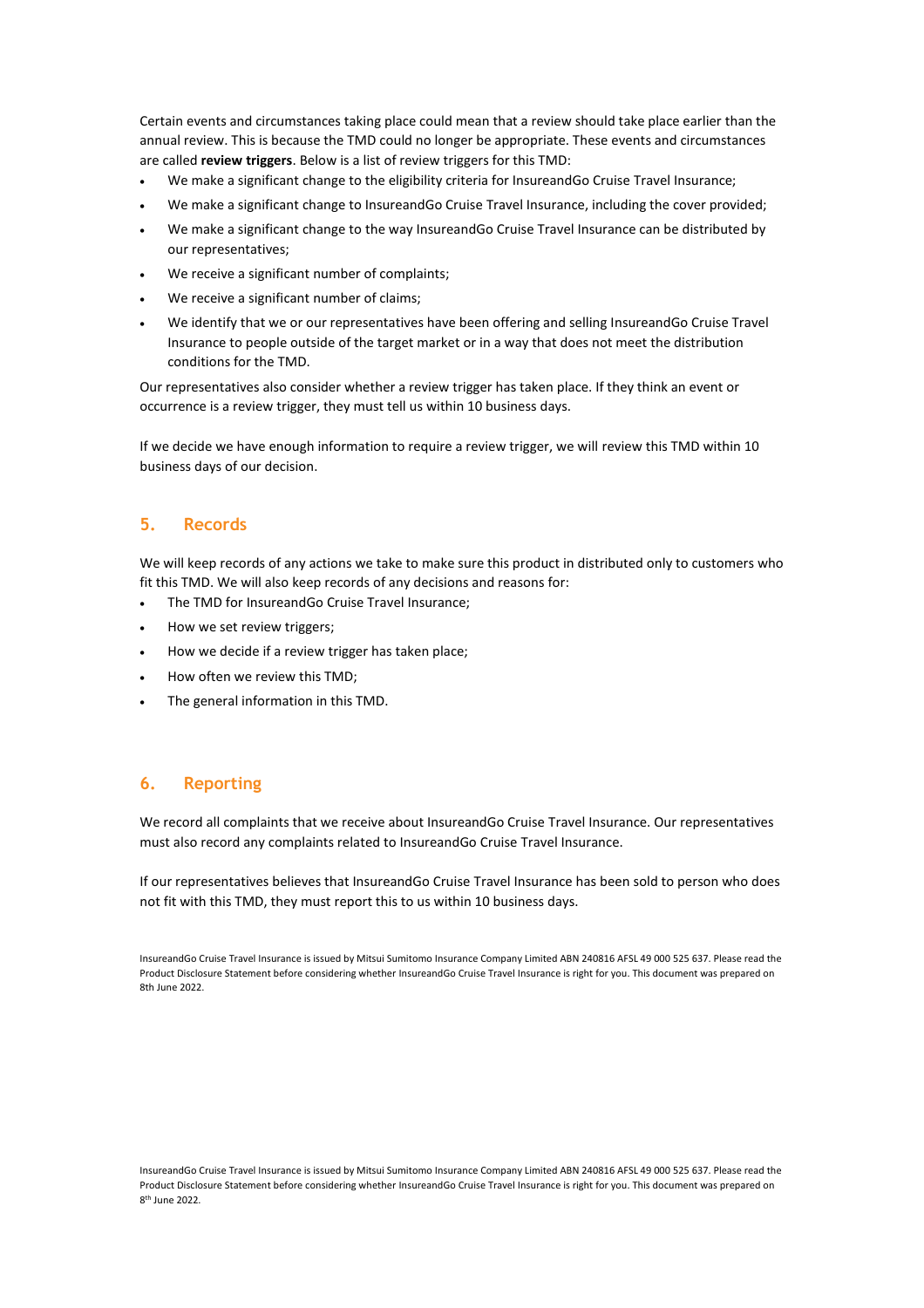Certain events and circumstances taking place could mean that a review should take place earlier than the annual review. This is because the TMD could no longer be appropriate. These events and circumstances are called **review triggers**. Below is a list of review triggers for this TMD:

- We make a significant change to the eligibility criteria for InsureandGo Cruise Travel Insurance;
- We make a significant change to InsureandGo Cruise Travel Insurance, including the cover provided;
- We make a significant change to the way InsureandGo Cruise Travel Insurance can be distributed by our representatives;
- We receive a significant number of complaints;
- We receive a significant number of claims;
- We identify that we or our representatives have been offering and selling InsureandGo Cruise Travel Insurance to people outside of the target market or in a way that does not meet the distribution conditions for the TMD.

Our representatives also consider whether a review trigger has taken place. If they think an event or occurrence is a review trigger, they must tell us within 10 business days.

If we decide we have enough information to require a review trigger, we will review this TMD within 10 business days of our decision.

## 5. Records

We will keep records of any actions we take to make sure this product in distributed only to customers who fit this TMD. We will also keep records of any decisions and reasons for:

- The TMD for InsureandGo Cruise Travel Insurance;
- How we set review triggers;
- How we decide if a review trigger has taken place;
- How often we review this TMD;
- The general information in this TMD.

## 6. Reporting

We record all complaints that we receive about InsureandGo Cruise Travel Insurance. Our representatives must also record any complaints related to InsureandGo Cruise Travel Insurance.

If our representatives believes that InsureandGo Cruise Travel Insurance has been sold to person who does not fit with this TMD, they must report this to us within 10 business days.

InsureandGo Cruise Travel Insurance is issued by Mitsui Sumitomo Insurance Company Limited ABN 240816 AFSL 49 000 525 637. Please read the Product Disclosure Statement before considering whether InsureandGo Cruise Travel Insurance is right for you. This document was prepared on 8th June 2022.